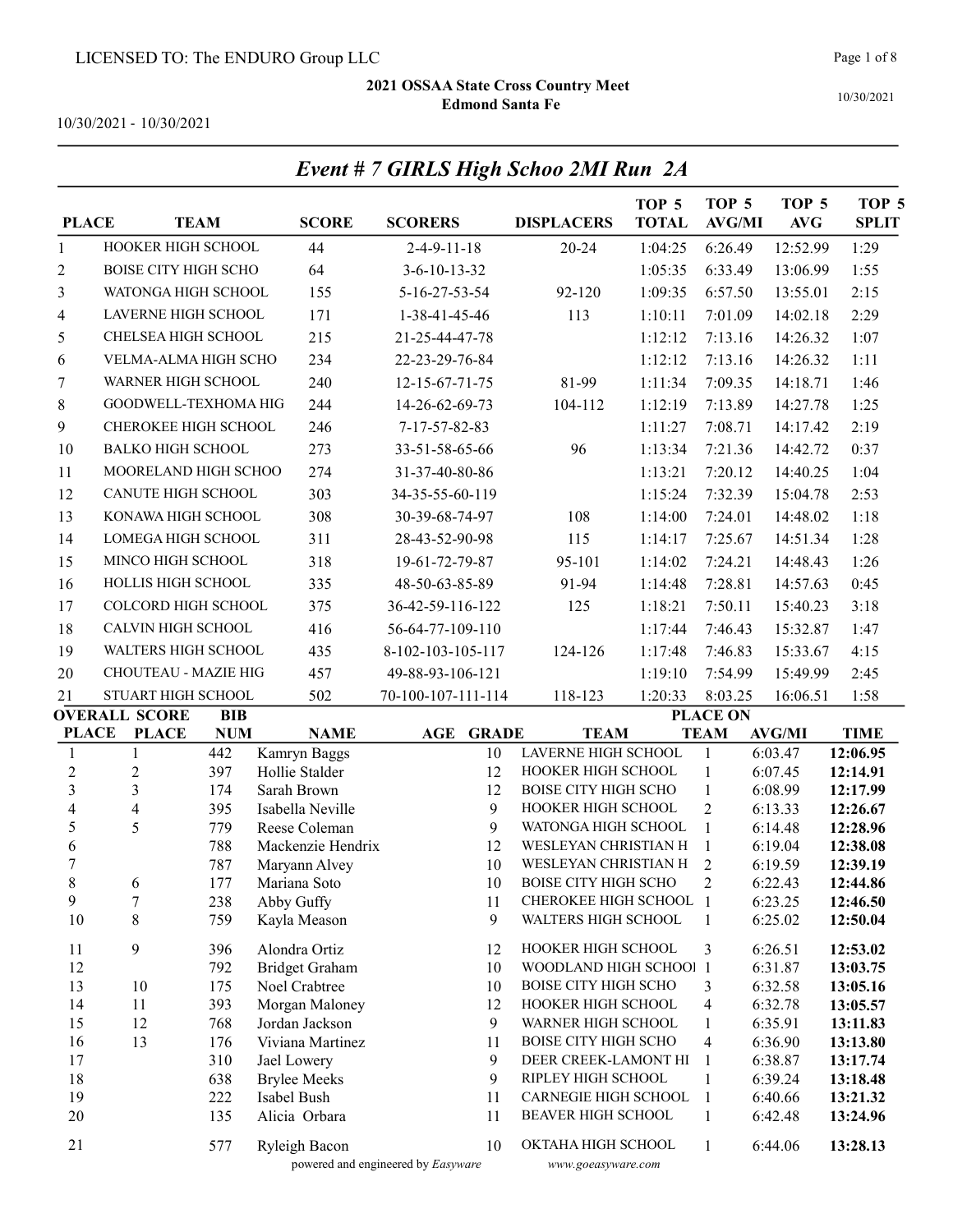LICENSED TO: The ENDURO Group LLC

**2021 OSSAA State Cross Country Meet**
**Edmond Santa Fe**

10/30/2021 - 10/30/2021

10/30/2021

## *Event # 7 GIRLS High Schoo 2MI Run 2A*

| PLACE | TEAM | SCORE | SCORERS | DISPLACERS | TOP 5 TOTAL | TOP 5 AVG/MI | TOP 5 AVG | TOP 5 SPLIT |
|---|---|---|---|---|---|---|---|---|
| 1 | HOOKER HIGH SCHOOL | 44 | 2-4-9-11-18 | 20-24 | 1:04:25 | 6:26.49 | 12:52.99 | 1:29 |
| 2 | BOISE CITY HIGH SCHO | 64 | 3-6-10-13-32 | | 1:05:35 | 6:33.49 | 13:06.99 | 1:55 |
| 3 | WATONGA HIGH SCHOOL | 155 | 5-16-27-53-54 | 92-120 | 1:09:35 | 6:57.50 | 13:55.01 | 2:15 |
| 4 | LAVERNE HIGH SCHOOL | 171 | 1-38-41-45-46 | 113 | 1:10:11 | 7:01.09 | 14:02.18 | 2:29 |
| 5 | CHELSEA HIGH SCHOOL | 215 | 21-25-44-47-78 | | 1:12:12 | 7:13.16 | 14:26.32 | 1:07 |
| 6 | VELMA-ALMA HIGH SCHO | 234 | 22-23-29-76-84 | | 1:12:12 | 7:13.16 | 14:26.32 | 1:11 |
| 7 | WARNER HIGH SCHOOL | 240 | 12-15-67-71-75 | 81-99 | 1:11:34 | 7:09.35 | 14:18.71 | 1:46 |
| 8 | GOODWELL-TEXHOMA HIG | 244 | 14-26-62-69-73 | 104-112 | 1:12:19 | 7:13.89 | 14:27.78 | 1:25 |
| 9 | CHEROKEE HIGH SCHOOL | 246 | 7-17-57-82-83 | | 1:11:27 | 7:08.71 | 14:17.42 | 2:19 |
| 10 | BALKO HIGH SCHOOL | 273 | 33-51-58-65-66 | 96 | 1:13:34 | 7:21.36 | 14:42.72 | 0:37 |
| 11 | MOORELAND HIGH SCHOO | 274 | 31-37-40-80-86 | | 1:13:21 | 7:20.12 | 14:40.25 | 1:04 |
| 12 | CANUTE HIGH SCHOOL | 303 | 34-35-55-60-119 | | 1:15:24 | 7:32.39 | 15:04.78 | 2:53 |
| 13 | KONAWA HIGH SCHOOL | 308 | 30-39-68-74-97 | 108 | 1:14:00 | 7:24.01 | 14:48.02 | 1:18 |
| 14 | LOMEGA HIGH SCHOOL | 311 | 28-43-52-90-98 | 115 | 1:14:17 | 7:25.67 | 14:51.34 | 1:28 |
| 15 | MINCO HIGH SCHOOL | 318 | 19-61-72-79-87 | 95-101 | 1:14:02 | 7:24.21 | 14:48.43 | 1:26 |
| 16 | HOLLIS HIGH SCHOOL | 335 | 48-50-63-85-89 | 91-94 | 1:14:48 | 7:28.81 | 14:57.63 | 0:45 |
| 17 | COLCORD HIGH SCHOOL | 375 | 36-42-59-116-122 | 125 | 1:18:21 | 7:50.11 | 15:40.23 | 3:18 |
| 18 | CALVIN HIGH SCHOOL | 416 | 56-64-77-109-110 | | 1:17:44 | 7:46.43 | 15:32.87 | 1:47 |
| 19 | WALTERS HIGH SCHOOL | 435 | 8-102-103-105-117 | 124-126 | 1:17:48 | 7:46.83 | 15:33.67 | 4:15 |
| 20 | CHOUTEAU - MAZIE HIG | 457 | 49-88-93-106-121 | | 1:19:10 | 7:54.99 | 15:49.99 | 2:45 |
| 21 | STUART HIGH SCHOOL | 502 | 70-100-107-111-114 | 118-123 | 1:20:33 | 8:03.25 | 16:06.51 | 1:58 |

| OVERALL PLACE | SCORE PLACE | BIB NUM | NAME | AGE | GRADE | TEAM | PLACE ON TEAM | AVG/MI | TIME |
|---|---|---|---|---|---|---|---|---|---|
| 1 | 1 | 442 | Kamryn Baggs | | 10 | LAVERNE HIGH SCHOOL | 1 | 6:03.47 | **12:06.95** |
| 2 | 2 | 397 | Hollie Stalder | | 12 | HOOKER HIGH SCHOOL | 1 | 6:07.45 | **12:14.91** |
| 3 | 3 | 174 | Sarah Brown | | 12 | BOISE CITY HIGH SCHO | 1 | 6:08.99 | **12:17.99** |
| 4 | 4 | 395 | Isabella Neville | | 9 | HOOKER HIGH SCHOOL | 2 | 6:13.33 | **12:26.67** |
| 5 | 5 | 779 | Reese Coleman | | 9 | WATONGA HIGH SCHOOL | 1 | 6:14.48 | **12:28.96** |
| 6 | | 788 | Mackenzie Hendrix | | 12 | WESLEYAN CHRISTIAN H | 1 | 6:19.04 | **12:38.08** |
| 7 | | 787 | Maryann Alvey | | 10 | WESLEYAN CHRISTIAN H | 2 | 6:19.59 | **12:39.19** |
| 8 | 6 | 177 | Mariana Soto | | 10 | BOISE CITY HIGH SCHO | 2 | 6:22.43 | **12:44.86** |
| 9 | 7 | 238 | Abby Guffy | | 11 | CHEROKEE HIGH SCHOOL | 1 | 6:23.25 | **12:46.50** |
| 10 | 8 | 759 | Kayla Meason | | 9 | WALTERS HIGH SCHOOL | 1 | 6:25.02 | **12:50.04** |
| 11 | 9 | 396 | Alondra Ortiz | | 12 | HOOKER HIGH SCHOOL | 3 | 6:26.51 | **12:53.02** |
| 12 | | 792 | Bridget Graham | | 10 | WOODLAND HIGH SCHOOI | 1 | 6:31.87 | **13:03.75** |
| 13 | 10 | 175 | Noel Crabtree | | 10 | BOISE CITY HIGH SCHO | 3 | 6:32.58 | **13:05.16** |
| 14 | 11 | 393 | Morgan Maloney | | 12 | HOOKER HIGH SCHOOL | 4 | 6:32.78 | **13:05.57** |
| 15 | 12 | 768 | Jordan Jackson | | 9 | WARNER HIGH SCHOOL | 1 | 6:35.91 | **13:11.83** |
| 16 | 13 | 176 | Viviana Martinez | | 11 | BOISE CITY HIGH SCHO | 4 | 6:36.90 | **13:13.80** |
| 17 | | 310 | Jael Lowery | | 9 | DEER CREEK-LAMONT HI | 1 | 6:38.87 | **13:17.74** |
| 18 | | 638 | Brylee Meeks | | 9 | RIPLEY HIGH SCHOOL | 1 | 6:39.24 | **13:18.48** |
| 19 | | 222 | Isabel Bush | | 11 | CARNEGIE HIGH SCHOOL | 1 | 6:40.66 | **13:21.32** |
| 20 | | 135 | Alicia Orbara | | 11 | BEAVER HIGH SCHOOL | 1 | 6:42.48 | **13:24.96** |
| 21 | | 577 | Ryleigh Bacon | | 10 | OKTAHA HIGH SCHOOL | 1 | 6:44.06 | **13:28.13** |

powered and engineered by *Easyware* www.goeasyware.com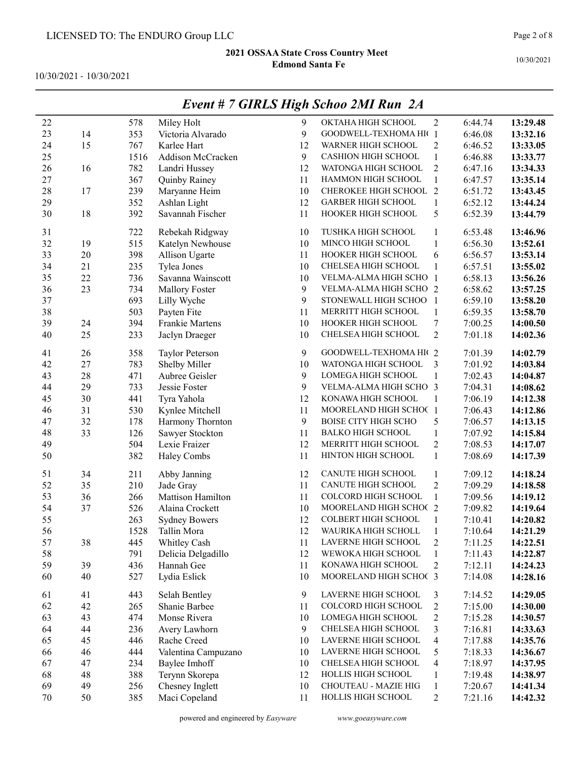LICENSED TO: The ENDURO Group LLC

**2021 OSSAA State Cross Country Meet**
**Edmond Santa Fe**

10/30/2021 - 10/30/2021

## *Event # 7 GIRLS High Schoo 2MI Run 2A*

| Place | Team Place | Bib | Name | Grade | School | Team Runner | Pace | Time |
|---|---|---|---|---|---|---|---|---|
| 22 | | 578 | Miley Holt | 9 | OKTAHA HIGH SCHOOL | 2 | 6:44.74 | **13:29.48** |
| 23 | 14 | 353 | Victoria Alvarado | 9 | GOODWELL-TEXHOMA HI( | 1 | 6:46.08 | **13:32.16** |
| 24 | 15 | 767 | Karlee Hart | 12 | WARNER HIGH SCHOOL | 2 | 6:46.52 | **13:33.05** |
| 25 | | 1516 | Addison McCracken | 9 | CASHION HIGH SCHOOL | 1 | 6:46.88 | **13:33.77** |
| 26 | 16 | 782 | Landri Hussey | 12 | WATONGA HIGH SCHOOL | 2 | 6:47.16 | **13:34.33** |
| 27 | | 367 | Quinby Rainey | 11 | HAMMON HIGH SCHOOL | 1 | 6:47.57 | **13:35.14** |
| 28 | 17 | 239 | Maryanne Heim | 10 | CHEROKEE HIGH SCHOOL | 2 | 6:51.72 | **13:43.45** |
| 29 | | 352 | Ashlan Light | 12 | GARBER HIGH SCHOOL | 1 | 6:52.12 | **13:44.24** |
| 30 | 18 | 392 | Savannah Fischer | 11 | HOOKER HIGH SCHOOL | 5 | 6:52.39 | **13:44.79** |
| 31 | | 722 | Rebekah Ridgway | 10 | TUSHKA HIGH SCHOOL | 1 | 6:53.48 | **13:46.96** |
| 32 | 19 | 515 | Katelyn Newhouse | 10 | MINCO HIGH SCHOOL | 1 | 6:56.30 | **13:52.61** |
| 33 | 20 | 398 | Allison Ugarte | 11 | HOOKER HIGH SCHOOL | 6 | 6:56.57 | **13:53.14** |
| 34 | 21 | 235 | Tylea Jones | 10 | CHELSEA HIGH SCHOOL | 1 | 6:57.51 | **13:55.02** |
| 35 | 22 | 736 | Savanna Wainscott | 10 | VELMA-ALMA HIGH SCHO | 1 | 6:58.13 | **13:56.26** |
| 36 | 23 | 734 | Mallory Foster | 9 | VELMA-ALMA HIGH SCHO | 2 | 6:58.62 | **13:57.25** |
| 37 | | 693 | Lilly Wyche | 9 | STONEWALL HIGH SCHOO | 1 | 6:59.10 | **13:58.20** |
| 38 | | 503 | Payten Fite | 11 | MERRITT HIGH SCHOOL | 1 | 6:59.35 | **13:58.70** |
| 39 | 24 | 394 | Frankie Martens | 10 | HOOKER HIGH SCHOOL | 7 | 7:00.25 | **14:00.50** |
| 40 | 25 | 233 | Jaclyn Draeger | 10 | CHELSEA HIGH SCHOOL | 2 | 7:01.18 | **14:02.36** |
| 41 | 26 | 358 | Taylor Peterson | 9 | GOODWELL-TEXHOMA HI( | 2 | 7:01.39 | **14:02.79** |
| 42 | 27 | 783 | Shelby Miller | 10 | WATONGA HIGH SCHOOL | 3 | 7:01.92 | **14:03.84** |
| 43 | 28 | 471 | Aubree Geisler | 9 | LOMEGA HIGH SCHOOL | 1 | 7:02.43 | **14:04.87** |
| 44 | 29 | 733 | Jessie Foster | 9 | VELMA-ALMA HIGH SCHO | 3 | 7:04.31 | **14:08.62** |
| 45 | 30 | 441 | Tyra Yahola | 12 | KONAWA HIGH SCHOOL | 1 | 7:06.19 | **14:12.38** |
| 46 | 31 | 530 | Kynlee Mitchell | 11 | MOORELAND HIGH SCHO( | 1 | 7:06.43 | **14:12.86** |
| 47 | 32 | 178 | Harmony Thornton | 9 | BOISE CITY HIGH SCHO | 5 | 7:06.57 | **14:13.15** |
| 48 | 33 | 126 | Sawyer Stockton | 11 | BALKO HIGH SCHOOL | 1 | 7:07.92 | **14:15.84** |
| 49 | | 504 | Lexie Fraizer | 12 | MERRITT HIGH SCHOOL | 2 | 7:08.53 | **14:17.07** |
| 50 | | 382 | Haley Combs | 11 | HINTON HIGH SCHOOL | 1 | 7:08.69 | **14:17.39** |
| 51 | 34 | 211 | Abby Janning | 12 | CANUTE HIGH SCHOOL | 1 | 7:09.12 | **14:18.24** |
| 52 | 35 | 210 | Jade Gray | 11 | CANUTE HIGH SCHOOL | 2 | 7:09.29 | **14:18.58** |
| 53 | 36 | 266 | Mattison Hamilton | 11 | COLCORD HIGH SCHOOL | 1 | 7:09.56 | **14:19.12** |
| 54 | 37 | 526 | Alaina Crockett | 10 | MOORELAND HIGH SCHO( | 2 | 7:09.82 | **14:19.64** |
| 55 | | 263 | Sydney Bowers | 12 | COLBERT HIGH SCHOOL | 1 | 7:10.41 | **14:20.82** |
| 56 | | 1528 | Tallin Mora | 12 | WAURIKA HIGH SCHOLL | 1 | 7:10.64 | **14:21.29** |
| 57 | 38 | 445 | Whitley Cash | 11 | LAVERNE HIGH SCHOOL | 2 | 7:11.25 | **14:22.51** |
| 58 | | 791 | Delicia Delgadillo | 12 | WEWOKA HIGH SCHOOL | 1 | 7:11.43 | **14:22.87** |
| 59 | 39 | 436 | Hannah Gee | 11 | KONAWA HIGH SCHOOL | 2 | 7:12.11 | **14:24.23** |
| 60 | 40 | 527 | Lydia Eslick | 10 | MOORELAND HIGH SCHO( | 3 | 7:14.08 | **14:28.16** |
| 61 | 41 | 443 | Selah Bentley | 9 | LAVERNE HIGH SCHOOL | 3 | 7:14.52 | **14:29.05** |
| 62 | 42 | 265 | Shanie Barbee | 11 | COLCORD HIGH SCHOOL | 2 | 7:15.00 | **14:30.00** |
| 63 | 43 | 474 | Monse Rivera | 10 | LOMEGA HIGH SCHOOL | 2 | 7:15.28 | **14:30.57** |
| 64 | 44 | 236 | Avery Lawhorn | 9 | CHELSEA HIGH SCHOOL | 3 | 7:16.81 | **14:33.63** |
| 65 | 45 | 446 | Rache Creed | 10 | LAVERNE HIGH SCHOOL | 4 | 7:17.88 | **14:35.76** |
| 66 | 46 | 444 | Valentina Campuzano | 10 | LAVERNE HIGH SCHOOL | 5 | 7:18.33 | **14:36.67** |
| 67 | 47 | 234 | Baylee Imhoff | 10 | CHELSEA HIGH SCHOOL | 4 | 7:18.97 | **14:37.95** |
| 68 | 48 | 388 | Terynn Skorepa | 12 | HOLLIS HIGH SCHOOL | 1 | 7:19.48 | **14:38.97** |
| 69 | 49 | 256 | Chesney Inglett | 10 | CHOUTEAU - MAZIE HIG | 1 | 7:20.67 | **14:41.34** |
| 70 | 50 | 385 | Maci Copeland | 11 | HOLLIS HIGH SCHOOL | 2 | 7:21.16 | **14:42.32** |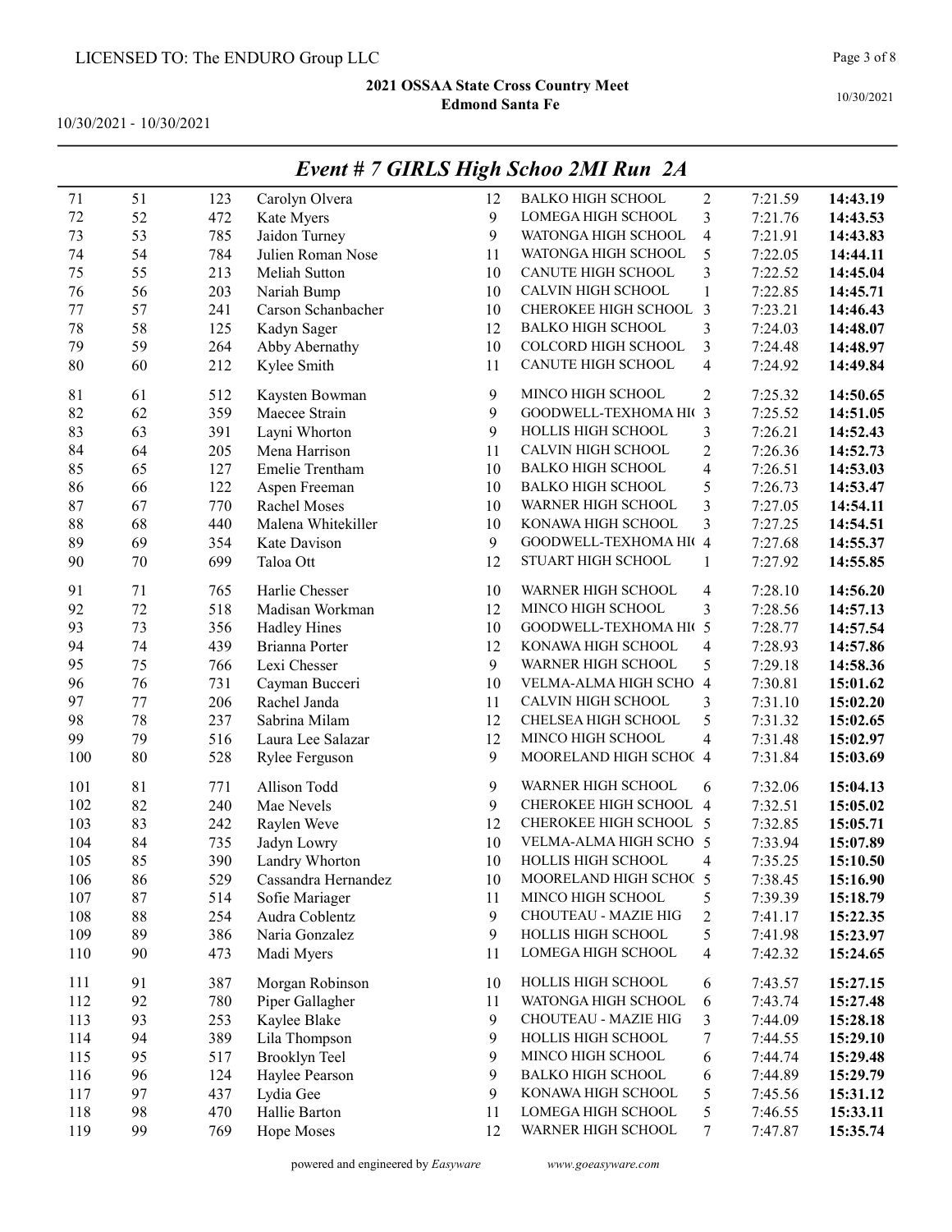## Event # 7 GIRLS High Schoo 2MI Run 2A

| | | | | | | | | |
|---|---|---|---|---|---|---|---|---|
| 71 | 51 | 123 | Carolyn Olvera | 12 | BALKO HIGH SCHOOL | 2 | 7:21.59 | **14:43.19** |
| 72 | 52 | 472 | Kate Myers | 9 | LOMEGA HIGH SCHOOL | 3 | 7:21.76 | **14:43.53** |
| 73 | 53 | 785 | Jaidon Turney | 9 | WATONGA HIGH SCHOOL | 4 | 7:21.91 | **14:43.83** |
| 74 | 54 | 784 | Julien Roman Nose | 11 | WATONGA HIGH SCHOOL | 5 | 7:22.05 | **14:44.11** |
| 75 | 55 | 213 | Meliah Sutton | 10 | CANUTE HIGH SCHOOL | 3 | 7:22.52 | **14:45.04** |
| 76 | 56 | 203 | Nariah Bump | 10 | CALVIN HIGH SCHOOL | 1 | 7:22.85 | **14:45.71** |
| 77 | 57 | 241 | Carson Schanbacher | 10 | CHEROKEE HIGH SCHOOL | 3 | 7:23.21 | **14:46.43** |
| 78 | 58 | 125 | Kadyn Sager | 12 | BALKO HIGH SCHOOL | 3 | 7:24.03 | **14:48.07** |
| 79 | 59 | 264 | Abby Abernathy | 10 | COLCORD HIGH SCHOOL | 3 | 7:24.48 | **14:48.97** |
| 80 | 60 | 212 | Kylee Smith | 11 | CANUTE HIGH SCHOOL | 4 | 7:24.92 | **14:49.84** |
| 81 | 61 | 512 | Kaysten Bowman | 9 | MINCO HIGH SCHOOL | 2 | 7:25.32 | **14:50.65** |
| 82 | 62 | 359 | Maecee Strain | 9 | GOODWELL-TEXHOMA HI( | 3 | 7:25.52 | **14:51.05** |
| 83 | 63 | 391 | Layni Whorton | 9 | HOLLIS HIGH SCHOOL | 3 | 7:26.21 | **14:52.43** |
| 84 | 64 | 205 | Mena Harrison | 11 | CALVIN HIGH SCHOOL | 2 | 7:26.36 | **14:52.73** |
| 85 | 65 | 127 | Emelie Trentham | 10 | BALKO HIGH SCHOOL | 4 | 7:26.51 | **14:53.03** |
| 86 | 66 | 122 | Aspen Freeman | 10 | BALKO HIGH SCHOOL | 5 | 7:26.73 | **14:53.47** |
| 87 | 67 | 770 | Rachel Moses | 10 | WARNER HIGH SCHOOL | 3 | 7:27.05 | **14:54.11** |
| 88 | 68 | 440 | Malena Whitekiller | 10 | KONAWA HIGH SCHOOL | 3 | 7:27.25 | **14:54.51** |
| 89 | 69 | 354 | Kate Davison | 9 | GOODWELL-TEXHOMA HI( | 4 | 7:27.68 | **14:55.37** |
| 90 | 70 | 699 | Taloa Ott | 12 | STUART HIGH SCHOOL | 1 | 7:27.92 | **14:55.85** |
| 91 | 71 | 765 | Harlie Chesser | 10 | WARNER HIGH SCHOOL | 4 | 7:28.10 | **14:56.20** |
| 92 | 72 | 518 | Madisan Workman | 12 | MINCO HIGH SCHOOL | 3 | 7:28.56 | **14:57.13** |
| 93 | 73 | 356 | Hadley Hines | 10 | GOODWELL-TEXHOMA HI( | 5 | 7:28.77 | **14:57.54** |
| 94 | 74 | 439 | Brianna Porter | 12 | KONAWA HIGH SCHOOL | 4 | 7:28.93 | **14:57.86** |
| 95 | 75 | 766 | Lexi Chesser | 9 | WARNER HIGH SCHOOL | 5 | 7:29.18 | **14:58.36** |
| 96 | 76 | 731 | Cayman Bucceri | 10 | VELMA-ALMA HIGH SCHO | 4 | 7:30.81 | **15:01.62** |
| 97 | 77 | 206 | Rachel Janda | 11 | CALVIN HIGH SCHOOL | 3 | 7:31.10 | **15:02.20** |
| 98 | 78 | 237 | Sabrina Milam | 12 | CHELSEA HIGH SCHOOL | 5 | 7:31.32 | **15:02.65** |
| 99 | 79 | 516 | Laura Lee Salazar | 12 | MINCO HIGH SCHOOL | 4 | 7:31.48 | **15:02.97** |
| 100 | 80 | 528 | Rylee Ferguson | 9 | MOORELAND HIGH SCHOO | 4 | 7:31.84 | **15:03.69** |
| 101 | 81 | 771 | Allison Todd | 9 | WARNER HIGH SCHOOL | 6 | 7:32.06 | **15:04.13** |
| 102 | 82 | 240 | Mae Nevels | 9 | CHEROKEE HIGH SCHOOL | 4 | 7:32.51 | **15:05.02** |
| 103 | 83 | 242 | Raylen Weve | 12 | CHEROKEE HIGH SCHOOL | 5 | 7:32.85 | **15:05.71** |
| 104 | 84 | 735 | Jadyn Lowry | 10 | VELMA-ALMA HIGH SCHO | 5 | 7:33.94 | **15:07.89** |
| 105 | 85 | 390 | Landry Whorton | 10 | HOLLIS HIGH SCHOOL | 4 | 7:35.25 | **15:10.50** |
| 106 | 86 | 529 | Cassandra Hernandez | 10 | MOORELAND HIGH SCHOO | 5 | 7:38.45 | **15:16.90** |
| 107 | 87 | 514 | Sofie Mariager | 11 | MINCO HIGH SCHOOL | 5 | 7:39.39 | **15:18.79** |
| 108 | 88 | 254 | Audra Coblentz | 9 | CHOUTEAU - MAZIE HIG | 2 | 7:41.17 | **15:22.35** |
| 109 | 89 | 386 | Naria Gonzalez | 9 | HOLLIS HIGH SCHOOL | 5 | 7:41.98 | **15:23.97** |
| 110 | 90 | 473 | Madi Myers | 11 | LOMEGA HIGH SCHOOL | 4 | 7:42.32 | **15:24.65** |
| 111 | 91 | 387 | Morgan Robinson | 10 | HOLLIS HIGH SCHOOL | 6 | 7:43.57 | **15:27.15** |
| 112 | 92 | 780 | Piper Gallagher | 11 | WATONGA HIGH SCHOOL | 6 | 7:43.74 | **15:27.48** |
| 113 | 93 | 253 | Kaylee Blake | 9 | CHOUTEAU - MAZIE HIG | 3 | 7:44.09 | **15:28.18** |
| 114 | 94 | 389 | Lila Thompson | 9 | HOLLIS HIGH SCHOOL | 7 | 7:44.55 | **15:29.10** |
| 115 | 95 | 517 | Brooklyn Teel | 9 | MINCO HIGH SCHOOL | 6 | 7:44.74 | **15:29.48** |
| 116 | 96 | 124 | Haylee Pearson | 9 | BALKO HIGH SCHOOL | 6 | 7:44.89 | **15:29.79** |
| 117 | 97 | 437 | Lydia Gee | 9 | KONAWA HIGH SCHOOL | 5 | 7:45.56 | **15:31.12** |
| 118 | 98 | 470 | Hallie Barton | 11 | LOMEGA HIGH SCHOOL | 5 | 7:46.55 | **15:33.11** |
| 119 | 99 | 769 | Hope Moses | 12 | WARNER HIGH SCHOOL | 7 | 7:47.87 | **15:35.74** |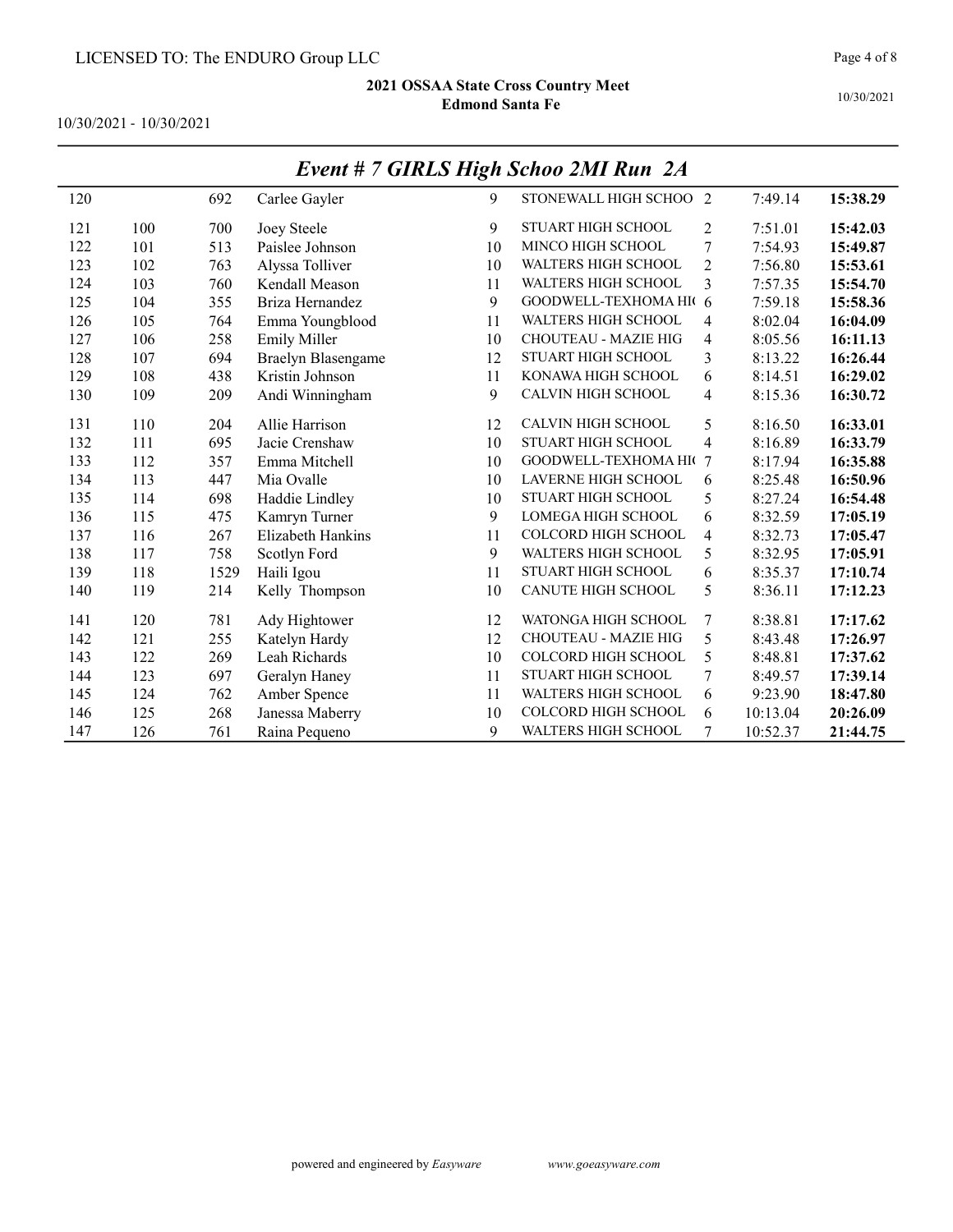## Event # 7 GIRLS High Schoo 2MI Run 2A

| | | | | | | | | |
|---|---|---|---|---|---|---|---|---|
| 120 | | 692 | Carlee Gayler | 9 | STONEWALL HIGH SCHOO | 2 | 7:49.14 | **15:38.29** |
| 121 | 100 | 700 | Joey Steele | 9 | STUART HIGH SCHOOL | 2 | 7:51.01 | **15:42.03** |
| 122 | 101 | 513 | Paislee Johnson | 10 | MINCO HIGH SCHOOL | 7 | 7:54.93 | **15:49.87** |
| 123 | 102 | 763 | Alyssa Tolliver | 10 | WALTERS HIGH SCHOOL | 2 | 7:56.80 | **15:53.61** |
| 124 | 103 | 760 | Kendall Meason | 11 | WALTERS HIGH SCHOOL | 3 | 7:57.35 | **15:54.70** |
| 125 | 104 | 355 | Briza Hernandez | 9 | GOODWELL-TEXHOMA HI( | 6 | 7:59.18 | **15:58.36** |
| 126 | 105 | 764 | Emma Youngblood | 11 | WALTERS HIGH SCHOOL | 4 | 8:02.04 | **16:04.09** |
| 127 | 106 | 258 | Emily Miller | 10 | CHOUTEAU - MAZIE HIG | 4 | 8:05.56 | **16:11.13** |
| 128 | 107 | 694 | Braelyn Blasengame | 12 | STUART HIGH SCHOOL | 3 | 8:13.22 | **16:26.44** |
| 129 | 108 | 438 | Kristin Johnson | 11 | KONAWA HIGH SCHOOL | 6 | 8:14.51 | **16:29.02** |
| 130 | 109 | 209 | Andi Winningham | 9 | CALVIN HIGH SCHOOL | 4 | 8:15.36 | **16:30.72** |
| 131 | 110 | 204 | Allie Harrison | 12 | CALVIN HIGH SCHOOL | 5 | 8:16.50 | **16:33.01** |
| 132 | 111 | 695 | Jacie Crenshaw | 10 | STUART HIGH SCHOOL | 4 | 8:16.89 | **16:33.79** |
| 133 | 112 | 357 | Emma Mitchell | 10 | GOODWELL-TEXHOMA HI( | 7 | 8:17.94 | **16:35.88** |
| 134 | 113 | 447 | Mia Ovalle | 10 | LAVERNE HIGH SCHOOL | 6 | 8:25.48 | **16:50.96** |
| 135 | 114 | 698 | Haddie Lindley | 10 | STUART HIGH SCHOOL | 5 | 8:27.24 | **16:54.48** |
| 136 | 115 | 475 | Kamryn Turner | 9 | LOMEGA HIGH SCHOOL | 6 | 8:32.59 | **17:05.19** |
| 137 | 116 | 267 | Elizabeth Hankins | 11 | COLCORD HIGH SCHOOL | 4 | 8:32.73 | **17:05.47** |
| 138 | 117 | 758 | Scotlyn Ford | 9 | WALTERS HIGH SCHOOL | 5 | 8:32.95 | **17:05.91** |
| 139 | 118 | 1529 | Haili Igou | 11 | STUART HIGH SCHOOL | 6 | 8:35.37 | **17:10.74** |
| 140 | 119 | 214 | Kelly Thompson | 10 | CANUTE HIGH SCHOOL | 5 | 8:36.11 | **17:12.23** |
| 141 | 120 | 781 | Ady Hightower | 12 | WATONGA HIGH SCHOOL | 7 | 8:38.81 | **17:17.62** |
| 142 | 121 | 255 | Katelyn Hardy | 12 | CHOUTEAU - MAZIE HIG | 5 | 8:43.48 | **17:26.97** |
| 143 | 122 | 269 | Leah Richards | 10 | COLCORD HIGH SCHOOL | 5 | 8:48.81 | **17:37.62** |
| 144 | 123 | 697 | Geralyn Haney | 11 | STUART HIGH SCHOOL | 7 | 8:49.57 | **17:39.14** |
| 145 | 124 | 762 | Amber Spence | 11 | WALTERS HIGH SCHOOL | 6 | 9:23.90 | **18:47.80** |
| 146 | 125 | 268 | Janessa Maberry | 10 | COLCORD HIGH SCHOOL | 6 | 10:13.04 | **20:26.09** |
| 147 | 126 | 761 | Raina Pequeno | 9 | WALTERS HIGH SCHOOL | 7 | 10:52.37 | **21:44.75** |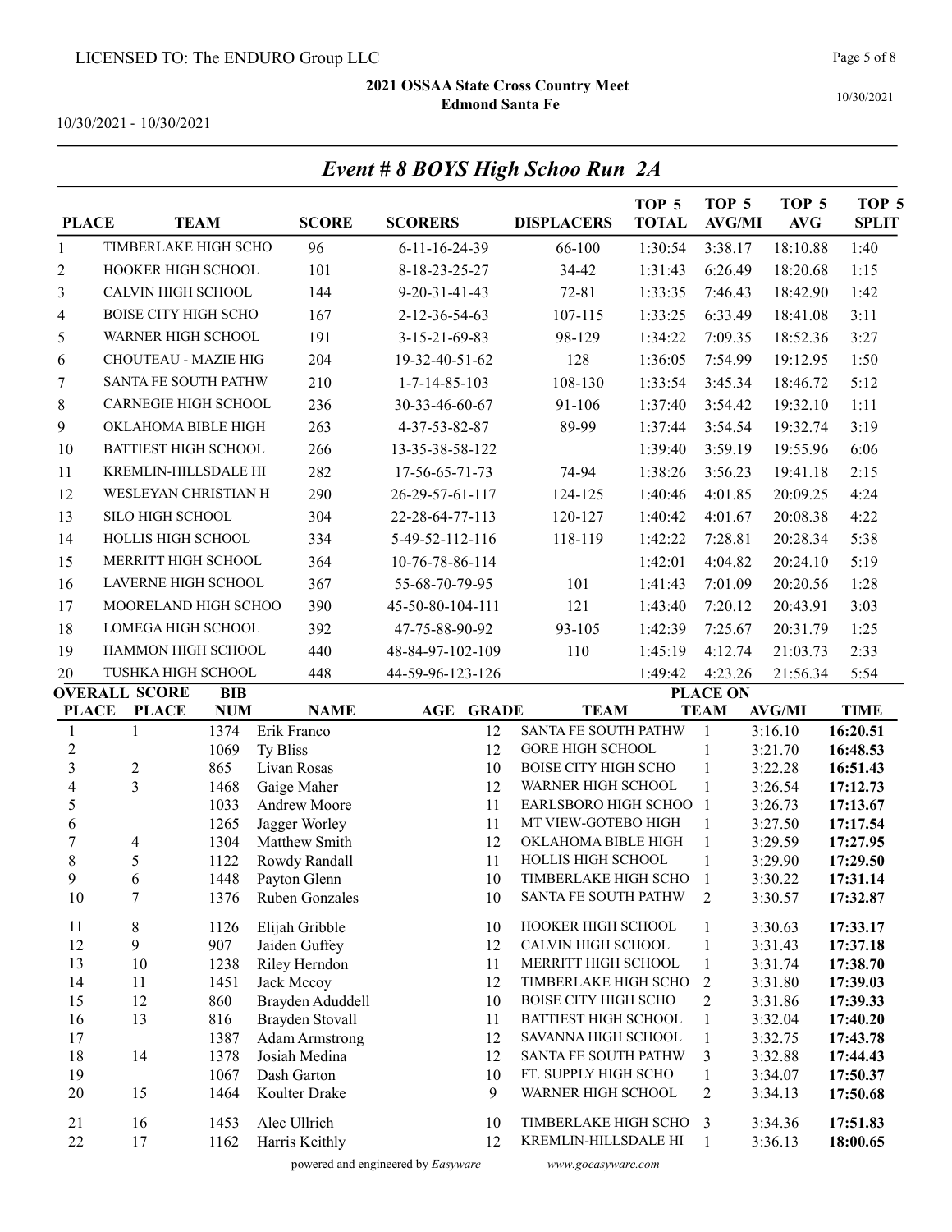LICENSED TO: The ENDURO Group LLC

**2021 OSSAA State Cross Country Meet**
**Edmond Santa Fe**

10/30/2021 - 10/30/2021

## *Event # 8 BOYS High Schoo Run 2A*

| PLACE | TEAM | SCORE | SCORERS | DISPLACERS | TOP 5 TOTAL | TOP 5 AVG/MI | TOP 5 AVG | TOP 5 SPLIT |
|---|---|---|---|---|---|---|---|---|
| 1 | TIMBERLAKE HIGH SCHO | 96 | 6-11-16-24-39 | 66-100 | 1:30:54 | 3:38.17 | 18:10.88 | 1:40 |
| 2 | HOOKER HIGH SCHOOL | 101 | 8-18-23-25-27 | 34-42 | 1:31:43 | 6:26.49 | 18:20.68 | 1:15 |
| 3 | CALVIN HIGH SCHOOL | 144 | 9-20-31-41-43 | 72-81 | 1:33:35 | 7:46.43 | 18:42.90 | 1:42 |
| 4 | BOISE CITY HIGH SCHO | 167 | 2-12-36-54-63 | 107-115 | 1:33:25 | 6:33.49 | 18:41.08 | 3:11 |
| 5 | WARNER HIGH SCHOOL | 191 | 3-15-21-69-83 | 98-129 | 1:34:22 | 7:09.35 | 18:52.36 | 3:27 |
| 6 | CHOUTEAU - MAZIE HIG | 204 | 19-32-40-51-62 | 128 | 1:36:05 | 7:54.99 | 19:12.95 | 1:50 |
| 7 | SANTA FE SOUTH PATHW | 210 | 1-7-14-85-103 | 108-130 | 1:33:54 | 3:45.34 | 18:46.72 | 5:12 |
| 8 | CARNEGIE HIGH SCHOOL | 236 | 30-33-46-60-67 | 91-106 | 1:37:40 | 3:54.42 | 19:32.10 | 1:11 |
| 9 | OKLAHOMA BIBLE HIGH | 263 | 4-37-53-82-87 | 89-99 | 1:37:44 | 3:54.54 | 19:32.74 | 3:19 |
| 10 | BATTIEST HIGH SCHOOL | 266 | 13-35-38-58-122 | | 1:39:40 | 3:59.19 | 19:55.96 | 6:06 |
| 11 | KREMLIN-HILLSDALE HI | 282 | 17-56-65-71-73 | 74-94 | 1:38:26 | 3:56.23 | 19:41.18 | 2:15 |
| 12 | WESLEYAN CHRISTIAN H | 290 | 26-29-57-61-117 | 124-125 | 1:40:46 | 4:01.85 | 20:09.25 | 4:24 |
| 13 | SILO HIGH SCHOOL | 304 | 22-28-64-77-113 | 120-127 | 1:40:42 | 4:01.67 | 20:08.38 | 4:22 |
| 14 | HOLLIS HIGH SCHOOL | 334 | 5-49-52-112-116 | 118-119 | 1:42:22 | 7:28.81 | 20:28.34 | 5:38 |
| 15 | MERRITT HIGH SCHOOL | 364 | 10-76-78-86-114 | | 1:42:01 | 4:04.82 | 20:24.10 | 5:19 |
| 16 | LAVERNE HIGH SCHOOL | 367 | 55-68-70-79-95 | 101 | 1:41:43 | 7:01.09 | 20:20.56 | 1:28 |
| 17 | MOORELAND HIGH SCHOO | 390 | 45-50-80-104-111 | 121 | 1:43:40 | 7:20.12 | 20:43.91 | 3:03 |
| 18 | LOMEGA HIGH SCHOOL | 392 | 47-75-88-90-92 | 93-105 | 1:42:39 | 7:25.67 | 20:31.79 | 1:25 |
| 19 | HAMMON HIGH SCHOOL | 440 | 48-84-97-102-109 | 110 | 1:45:19 | 4:12.74 | 21:03.73 | 2:33 |
| 20 | TUSHKA HIGH SCHOOL | 448 | 44-59-96-123-126 | | 1:49:42 | 4:23.26 | 21:56.34 | 5:54 |

| OVERALL PLACE | SCORE PLACE | BIB NUM | NAME | AGE | GRADE | TEAM | PLACE ON TEAM | AVG/MI | TIME |
|---|---|---|---|---|---|---|---|---|---|
| 1 | 1 | 1374 | Erik Franco | | 12 | SANTA FE SOUTH PATHW | 1 | 3:16.10 | **16:20.51** |
| 2 | | 1069 | Ty Bliss | | 12 | GORE HIGH SCHOOL | 1 | 3:21.70 | **16:48.53** |
| 3 | 2 | 865 | Livan Rosas | | 10 | BOISE CITY HIGH SCHO | 1 | 3:22.28 | **16:51.43** |
| 4 | 3 | 1468 | Gaige Maher | | 12 | WARNER HIGH SCHOOL | 1 | 3:26.54 | **17:12.73** |
| 5 | | 1033 | Andrew Moore | | 11 | EARLSBORO HIGH SCHOO | 1 | 3:26.73 | **17:13.67** |
| 6 | | 1265 | Jagger Worley | | 11 | MT VIEW-GOTEBO HIGH | 1 | 3:27.50 | **17:17.54** |
| 7 | 4 | 1304 | Matthew Smith | | 12 | OKLAHOMA BIBLE HIGH | 1 | 3:29.59 | **17:27.95** |
| 8 | 5 | 1122 | Rowdy Randall | | 11 | HOLLIS HIGH SCHOOL | 1 | 3:29.90 | **17:29.50** |
| 9 | 6 | 1448 | Payton Glenn | | 10 | TIMBERLAKE HIGH SCHO | 1 | 3:30.22 | **17:31.14** |
| 10 | 7 | 1376 | Ruben Gonzales | | 10 | SANTA FE SOUTH PATHW | 2 | 3:30.57 | **17:32.87** |
| 11 | 8 | 1126 | Elijah Gribble | | 10 | HOOKER HIGH SCHOOL | 1 | 3:30.63 | **17:33.17** |
| 12 | 9 | 907 | Jaiden Guffey | | 12 | CALVIN HIGH SCHOOL | 1 | 3:31.43 | **17:37.18** |
| 13 | 10 | 1238 | Riley Herndon | | 11 | MERRITT HIGH SCHOOL | 1 | 3:31.74 | **17:38.70** |
| 14 | 11 | 1451 | Jack Mccoy | | 12 | TIMBERLAKE HIGH SCHO | 2 | 3:31.80 | **17:39.03** |
| 15 | 12 | 860 | Brayden Aduddell | | 10 | BOISE CITY HIGH SCHO | 2 | 3:31.86 | **17:39.33** |
| 16 | 13 | 816 | Brayden Stovall | | 11 | BATTIEST HIGH SCHOOL | 1 | 3:32.04 | **17:40.20** |
| 17 | | 1387 | Adam Armstrong | | 12 | SAVANNA HIGH SCHOOL | 1 | 3:32.75 | **17:43.78** |
| 18 | 14 | 1378 | Josiah Medina | | 12 | SANTA FE SOUTH PATHW | 3 | 3:32.88 | **17:44.43** |
| 19 | | 1067 | Dash Garton | | 10 | FT. SUPPLY HIGH SCHO | 1 | 3:34.07 | **17:50.37** |
| 20 | 15 | 1464 | Koulter Drake | | 9 | WARNER HIGH SCHOOL | 2 | 3:34.13 | **17:50.68** |
| 21 | 16 | 1453 | Alec Ullrich | | 10 | TIMBERLAKE HIGH SCHO | 3 | 3:34.36 | **17:51.83** |
| 22 | 17 | 1162 | Harris Keithly | | 12 | KREMLIN-HILLSDALE HI | 1 | 3:36.13 | **18:00.65** |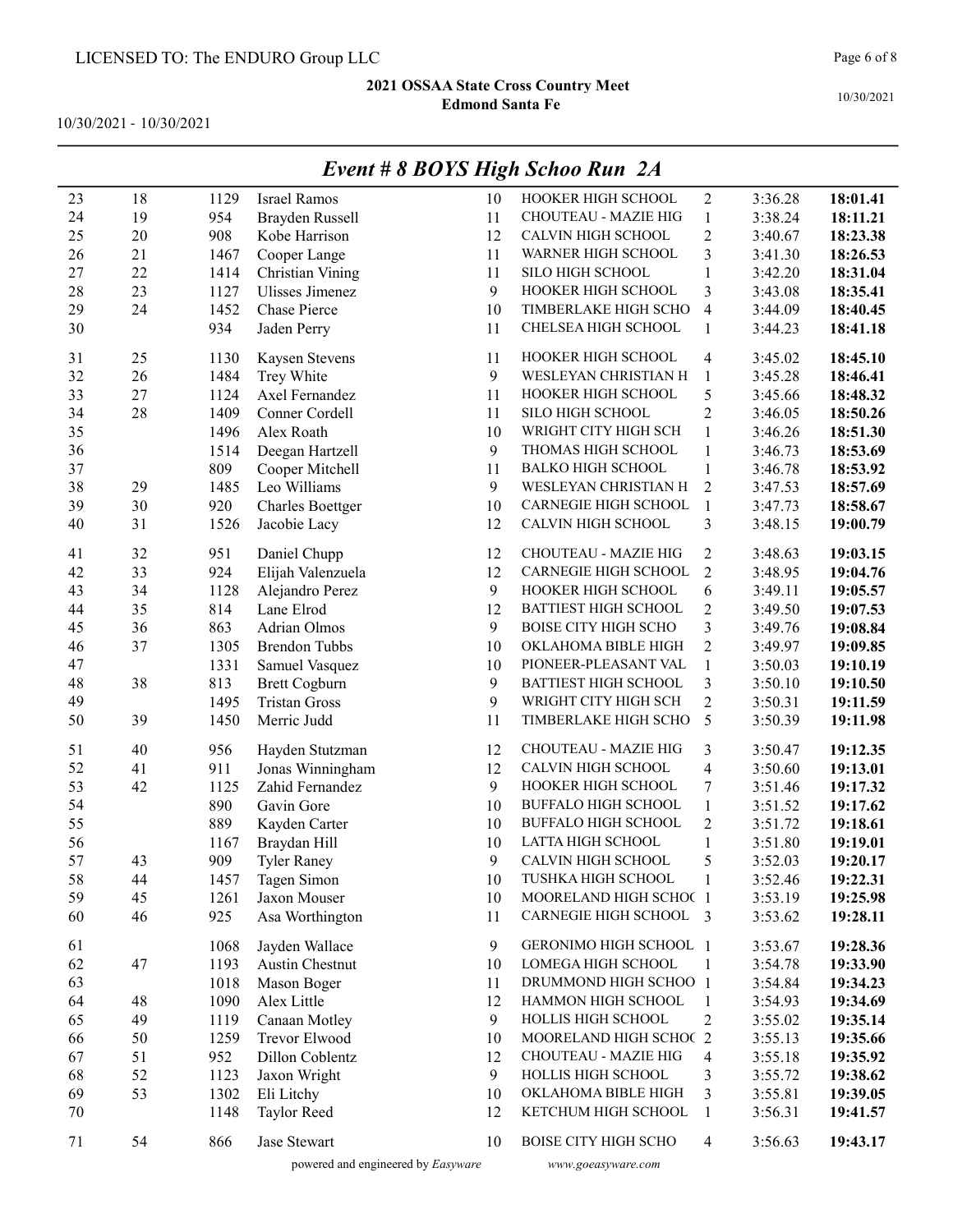LICENSED TO: The ENDURO Group LLC

## 2021 OSSAA State Cross Country Meet
## Edmond Santa Fe

10/30/2021 - 10/30/2021

# *Event # 8 BOYS High Schoo Run 2A*

| | | | | | | | | |
|---|---|---|---|---|---|---|---|---|
| 23 | 18 | 1129 | Israel Ramos | 10 | HOOKER HIGH SCHOOL | 2 | 3:36.28 | **18:01.41** |
| 24 | 19 | 954 | Brayden Russell | 11 | CHOUTEAU - MAZIE HIG | 1 | 3:38.24 | **18:11.21** |
| 25 | 20 | 908 | Kobe Harrison | 12 | CALVIN HIGH SCHOOL | 2 | 3:40.67 | **18:23.38** |
| 26 | 21 | 1467 | Cooper Lange | 11 | WARNER HIGH SCHOOL | 3 | 3:41.30 | **18:26.53** |
| 27 | 22 | 1414 | Christian Vining | 11 | SILO HIGH SCHOOL | 1 | 3:42.20 | **18:31.04** |
| 28 | 23 | 1127 | Ulisses Jimenez | 9 | HOOKER HIGH SCHOOL | 3 | 3:43.08 | **18:35.41** |
| 29 | 24 | 1452 | Chase Pierce | 10 | TIMBERLAKE HIGH SCHO | 4 | 3:44.09 | **18:40.45** |
| 30 | | 934 | Jaden Perry | 11 | CHELSEA HIGH SCHOOL | 1 | 3:44.23 | **18:41.18** |
| 31 | 25 | 1130 | Kaysen Stevens | 11 | HOOKER HIGH SCHOOL | 4 | 3:45.02 | **18:45.10** |
| 32 | 26 | 1484 | Trey White | 9 | WESLEYAN CHRISTIAN H | 1 | 3:45.28 | **18:46.41** |
| 33 | 27 | 1124 | Axel Fernandez | 11 | HOOKER HIGH SCHOOL | 5 | 3:45.66 | **18:48.32** |
| 34 | 28 | 1409 | Conner Cordell | 11 | SILO HIGH SCHOOL | 2 | 3:46.05 | **18:50.26** |
| 35 | | 1496 | Alex Roath | 10 | WRIGHT CITY HIGH SCH | 1 | 3:46.26 | **18:51.30** |
| 36 | | 1514 | Deegan Hartzell | 9 | THOMAS HIGH SCHOOL | 1 | 3:46.73 | **18:53.69** |
| 37 | | 809 | Cooper Mitchell | 11 | BALKO HIGH SCHOOL | 1 | 3:46.78 | **18:53.92** |
| 38 | 29 | 1485 | Leo Williams | 9 | WESLEYAN CHRISTIAN H | 2 | 3:47.53 | **18:57.69** |
| 39 | 30 | 920 | Charles Boettger | 10 | CARNEGIE HIGH SCHOOL | 1 | 3:47.73 | **18:58.67** |
| 40 | 31 | 1526 | Jacobie Lacy | 12 | CALVIN HIGH SCHOOL | 3 | 3:48.15 | **19:00.79** |
| 41 | 32 | 951 | Daniel Chupp | 12 | CHOUTEAU - MAZIE HIG | 2 | 3:48.63 | **19:03.15** |
| 42 | 33 | 924 | Elijah Valenzuela | 12 | CARNEGIE HIGH SCHOOL | 2 | 3:48.95 | **19:04.76** |
| 43 | 34 | 1128 | Alejandro Perez | 9 | HOOKER HIGH SCHOOL | 6 | 3:49.11 | **19:05.57** |
| 44 | 35 | 814 | Lane Elrod | 12 | BATTIEST HIGH SCHOOL | 2 | 3:49.50 | **19:07.53** |
| 45 | 36 | 863 | Adrian Olmos | 9 | BOISE CITY HIGH SCHO | 3 | 3:49.76 | **19:08.84** |
| 46 | 37 | 1305 | Brendon Tubbs | 10 | OKLAHOMA BIBLE HIGH | 2 | 3:49.97 | **19:09.85** |
| 47 | | 1331 | Samuel Vasquez | 10 | PIONEER-PLEASANT VAL | 1 | 3:50.03 | **19:10.19** |
| 48 | 38 | 813 | Brett Cogburn | 9 | BATTIEST HIGH SCHOOL | 3 | 3:50.10 | **19:10.50** |
| 49 | | 1495 | Tristan Gross | 9 | WRIGHT CITY HIGH SCH | 2 | 3:50.31 | **19:11.59** |
| 50 | 39 | 1450 | Merric Judd | 11 | TIMBERLAKE HIGH SCHO | 5 | 3:50.39 | **19:11.98** |
| 51 | 40 | 956 | Hayden Stutzman | 12 | CHOUTEAU - MAZIE HIG | 3 | 3:50.47 | **19:12.35** |
| 52 | 41 | 911 | Jonas Winningham | 12 | CALVIN HIGH SCHOOL | 4 | 3:50.60 | **19:13.01** |
| 53 | 42 | 1125 | Zahid Fernandez | 9 | HOOKER HIGH SCHOOL | 7 | 3:51.46 | **19:17.32** |
| 54 | | 890 | Gavin Gore | 10 | BUFFALO HIGH SCHOOL | 1 | 3:51.52 | **19:17.62** |
| 55 | | 889 | Kayden Carter | 10 | BUFFALO HIGH SCHOOL | 2 | 3:51.72 | **19:18.61** |
| 56 | | 1167 | Braydan Hill | 10 | LATTA HIGH SCHOOL | 1 | 3:51.80 | **19:19.01** |
| 57 | 43 | 909 | Tyler Raney | 9 | CALVIN HIGH SCHOOL | 5 | 3:52.03 | **19:20.17** |
| 58 | 44 | 1457 | Tagen Simon | 10 | TUSHKA HIGH SCHOOL | 1 | 3:52.46 | **19:22.31** |
| 59 | 45 | 1261 | Jaxon Mouser | 10 | MOORELAND HIGH SCHOO | 1 | 3:53.19 | **19:25.98** |
| 60 | 46 | 925 | Asa Worthington | 11 | CARNEGIE HIGH SCHOOL | 3 | 3:53.62 | **19:28.11** |
| 61 | | 1068 | Jayden Wallace | 9 | GERONIMO HIGH SCHOOL | 1 | 3:53.67 | **19:28.36** |
| 62 | 47 | 1193 | Austin Chestnut | 10 | LOMEGA HIGH SCHOOL | 1 | 3:54.78 | **19:33.90** |
| 63 | | 1018 | Mason Boger | 11 | DRUMMOND HIGH SCHOO | 1 | 3:54.84 | **19:34.23** |
| 64 | 48 | 1090 | Alex Little | 12 | HAMMON HIGH SCHOOL | 1 | 3:54.93 | **19:34.69** |
| 65 | 49 | 1119 | Canaan Motley | 9 | HOLLIS HIGH SCHOOL | 2 | 3:55.02 | **19:35.14** |
| 66 | 50 | 1259 | Trevor Elwood | 10 | MOORELAND HIGH SCHOO | 2 | 3:55.13 | **19:35.66** |
| 67 | 51 | 952 | Dillon Coblentz | 12 | CHOUTEAU - MAZIE HIG | 4 | 3:55.18 | **19:35.92** |
| 68 | 52 | 1123 | Jaxon Wright | 9 | HOLLIS HIGH SCHOOL | 3 | 3:55.72 | **19:38.62** |
| 69 | 53 | 1302 | Eli Litchy | 10 | OKLAHOMA BIBLE HIGH | 3 | 3:55.81 | **19:39.05** |
| 70 | | 1148 | Taylor Reed | 12 | KETCHUM HIGH SCHOOL | 1 | 3:56.31 | **19:41.57** |
| 71 | 54 | 866 | Jase Stewart | 10 | BOISE CITY HIGH SCHO | 4 | 3:56.63 | **19:43.17** |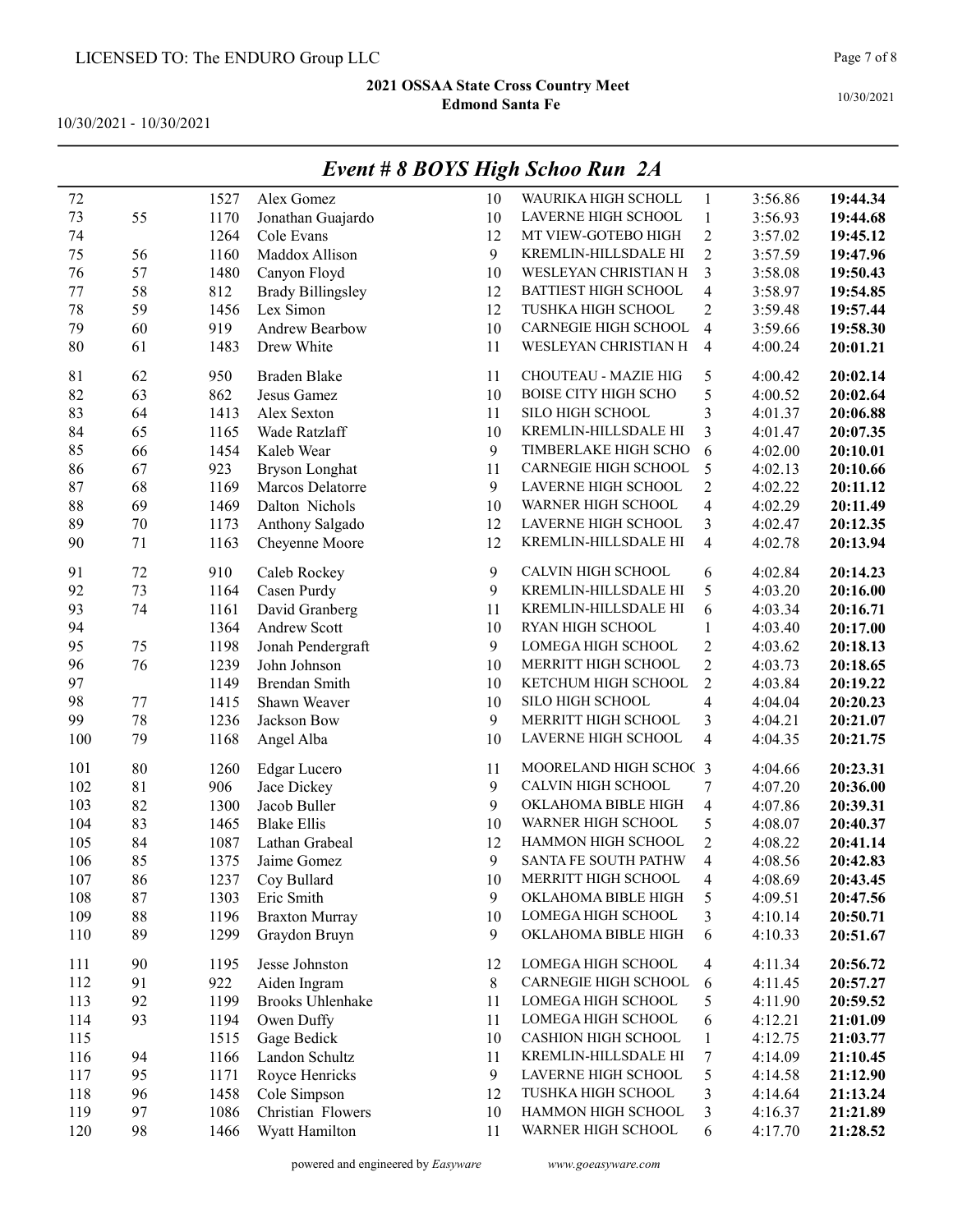LICENSED TO: The ENDURO Group LLC

**2021 OSSAA State Cross Country Meet**
**Edmond Santa Fe**

10/30/2021 - 10/30/2021

## *Event # 8 BOYS High Schoo Run 2A*

| | | | | | | | | |
|---|---|---|---|---|---|---|---|---|
| 72 | | 1527 | Alex Gomez | 10 | WAURIKA HIGH SCHOLL | 1 | 3:56.86 | **19:44.34** |
| 73 | 55 | 1170 | Jonathan Guajardo | 10 | LAVERNE HIGH SCHOOL | 1 | 3:56.93 | **19:44.68** |
| 74 | | 1264 | Cole Evans | 12 | MT VIEW-GOTEBO HIGH | 2 | 3:57.02 | **19:45.12** |
| 75 | 56 | 1160 | Maddox Allison | 9 | KREMLIN-HILLSDALE HI | 2 | 3:57.59 | **19:47.96** |
| 76 | 57 | 1480 | Canyon Floyd | 10 | WESLEYAN CHRISTIAN H | 3 | 3:58.08 | **19:50.43** |
| 77 | 58 | 812 | Brady Billingsley | 12 | BATTIEST HIGH SCHOOL | 4 | 3:58.97 | **19:54.85** |
| 78 | 59 | 1456 | Lex Simon | 12 | TUSHKA HIGH SCHOOL | 2 | 3:59.48 | **19:57.44** |
| 79 | 60 | 919 | Andrew Bearbow | 10 | CARNEGIE HIGH SCHOOL | 4 | 3:59.66 | **19:58.30** |
| 80 | 61 | 1483 | Drew White | 11 | WESLEYAN CHRISTIAN H | 4 | 4:00.24 | **20:01.21** |
| 81 | 62 | 950 | Braden Blake | 11 | CHOUTEAU - MAZIE HIG | 5 | 4:00.42 | **20:02.14** |
| 82 | 63 | 862 | Jesus Gamez | 10 | BOISE CITY HIGH SCHO | 5 | 4:00.52 | **20:02.64** |
| 83 | 64 | 1413 | Alex Sexton | 11 | SILO HIGH SCHOOL | 3 | 4:01.37 | **20:06.88** |
| 84 | 65 | 1165 | Wade Ratzlaff | 10 | KREMLIN-HILLSDALE HI | 3 | 4:01.47 | **20:07.35** |
| 85 | 66 | 1454 | Kaleb Wear | 9 | TIMBERLAKE HIGH SCHO | 6 | 4:02.00 | **20:10.01** |
| 86 | 67 | 923 | Bryson Longhat | 11 | CARNEGIE HIGH SCHOOL | 5 | 4:02.13 | **20:10.66** |
| 87 | 68 | 1169 | Marcos Delatorre | 9 | LAVERNE HIGH SCHOOL | 2 | 4:02.22 | **20:11.12** |
| 88 | 69 | 1469 | Dalton Nichols | 10 | WARNER HIGH SCHOOL | 4 | 4:02.29 | **20:11.49** |
| 89 | 70 | 1173 | Anthony Salgado | 12 | LAVERNE HIGH SCHOOL | 3 | 4:02.47 | **20:12.35** |
| 90 | 71 | 1163 | Cheyenne Moore | 12 | KREMLIN-HILLSDALE HI | 4 | 4:02.78 | **20:13.94** |
| 91 | 72 | 910 | Caleb Rockey | 9 | CALVIN HIGH SCHOOL | 6 | 4:02.84 | **20:14.23** |
| 92 | 73 | 1164 | Casen Purdy | 9 | KREMLIN-HILLSDALE HI | 5 | 4:03.20 | **20:16.00** |
| 93 | 74 | 1161 | David Granberg | 11 | KREMLIN-HILLSDALE HI | 6 | 4:03.34 | **20:16.71** |
| 94 | | 1364 | Andrew Scott | 10 | RYAN HIGH SCHOOL | 1 | 4:03.40 | **20:17.00** |
| 95 | 75 | 1198 | Jonah Pendergraft | 9 | LOMEGA HIGH SCHOOL | 2 | 4:03.62 | **20:18.13** |
| 96 | 76 | 1239 | John Johnson | 10 | MERRITT HIGH SCHOOL | 2 | 4:03.73 | **20:18.65** |
| 97 | | 1149 | Brendan Smith | 10 | KETCHUM HIGH SCHOOL | 2 | 4:03.84 | **20:19.22** |
| 98 | 77 | 1415 | Shawn Weaver | 10 | SILO HIGH SCHOOL | 4 | 4:04.04 | **20:20.23** |
| 99 | 78 | 1236 | Jackson Bow | 9 | MERRITT HIGH SCHOOL | 3 | 4:04.21 | **20:21.07** |
| 100 | 79 | 1168 | Angel Alba | 10 | LAVERNE HIGH SCHOOL | 4 | 4:04.35 | **20:21.75** |
| 101 | 80 | 1260 | Edgar Lucero | 11 | MOORELAND HIGH SCHOC | 3 | 4:04.66 | **20:23.31** |
| 102 | 81 | 906 | Jace Dickey | 9 | CALVIN HIGH SCHOOL | 7 | 4:07.20 | **20:36.00** |
| 103 | 82 | 1300 | Jacob Buller | 9 | OKLAHOMA BIBLE HIGH | 4 | 4:07.86 | **20:39.31** |
| 104 | 83 | 1465 | Blake Ellis | 10 | WARNER HIGH SCHOOL | 5 | 4:08.07 | **20:40.37** |
| 105 | 84 | 1087 | Lathan Grabeal | 12 | HAMMON HIGH SCHOOL | 2 | 4:08.22 | **20:41.14** |
| 106 | 85 | 1375 | Jaime Gomez | 9 | SANTA FE SOUTH PATHW | 4 | 4:08.56 | **20:42.83** |
| 107 | 86 | 1237 | Coy Bullard | 10 | MERRITT HIGH SCHOOL | 4 | 4:08.69 | **20:43.45** |
| 108 | 87 | 1303 | Eric Smith | 9 | OKLAHOMA BIBLE HIGH | 5 | 4:09.51 | **20:47.56** |
| 109 | 88 | 1196 | Braxton Murray | 10 | LOMEGA HIGH SCHOOL | 3 | 4:10.14 | **20:50.71** |
| 110 | 89 | 1299 | Graydon Bruyn | 9 | OKLAHOMA BIBLE HIGH | 6 | 4:10.33 | **20:51.67** |
| 111 | 90 | 1195 | Jesse Johnston | 12 | LOMEGA HIGH SCHOOL | 4 | 4:11.34 | **20:56.72** |
| 112 | 91 | 922 | Aiden Ingram | 8 | CARNEGIE HIGH SCHOOL | 6 | 4:11.45 | **20:57.27** |
| 113 | 92 | 1199 | Brooks Uhlenhake | 11 | LOMEGA HIGH SCHOOL | 5 | 4:11.90 | **20:59.52** |
| 114 | 93 | 1194 | Owen Duffy | 11 | LOMEGA HIGH SCHOOL | 6 | 4:12.21 | **21:01.09** |
| 115 | | 1515 | Gage Bedick | 10 | CASHION HIGH SCHOOL | 1 | 4:12.75 | **21:03.77** |
| 116 | 94 | 1166 | Landon Schultz | 11 | KREMLIN-HILLSDALE HI | 7 | 4:14.09 | **21:10.45** |
| 117 | 95 | 1171 | Royce Henricks | 9 | LAVERNE HIGH SCHOOL | 5 | 4:14.58 | **21:12.90** |
| 118 | 96 | 1458 | Cole Simpson | 12 | TUSHKA HIGH SCHOOL | 3 | 4:14.64 | **21:13.24** |
| 119 | 97 | 1086 | Christian Flowers | 10 | HAMMON HIGH SCHOOL | 3 | 4:16.37 | **21:21.89** |
| 120 | 98 | 1466 | Wyatt Hamilton | 11 | WARNER HIGH SCHOOL | 6 | 4:17.70 | **21:28.52** |

powered and engineered by *Easyware* www.goeasyware.com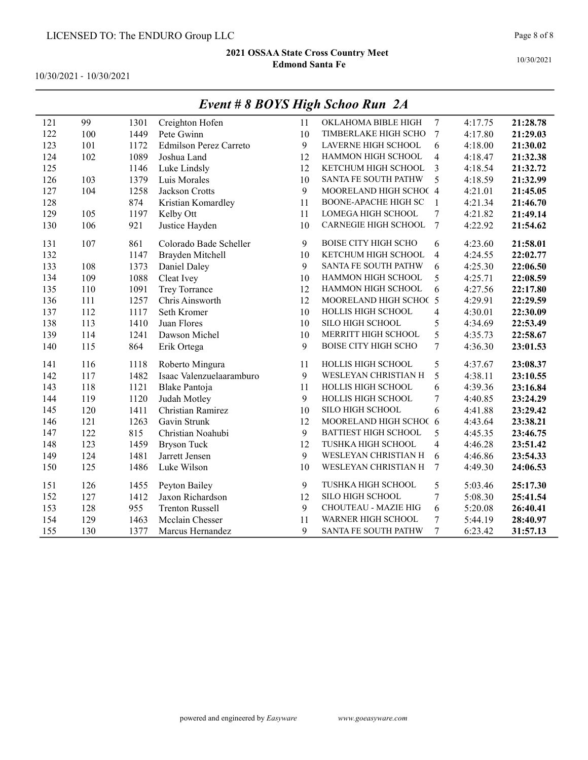LICENSED TO: The ENDURO Group LLC

**2021 OSSAA State Cross Country Meet**
**Edmond Santa Fe**

10/30/2021 - 10/30/2021

10/30/2021

## *Event # 8 BOYS High Schoo Run 2A*

| | | | | | | | | |
|---|---|---|---|---|---|---|---|---|
| 121 | 99 | 1301 | Creighton Hofen | 11 | OKLAHOMA BIBLE HIGH | 7 | 4:17.75 | **21:28.78** |
| 122 | 100 | 1449 | Pete Gwinn | 10 | TIMBERLAKE HIGH SCHO | 7 | 4:17.80 | **21:29.03** |
| 123 | 101 | 1172 | Edmilson Perez Carreto | 9 | LAVERNE HIGH SCHOOL | 6 | 4:18.00 | **21:30.02** |
| 124 | 102 | 1089 | Joshua Land | 12 | HAMMON HIGH SCHOOL | 4 | 4:18.47 | **21:32.38** |
| 125 | | 1146 | Luke Lindsly | 12 | KETCHUM HIGH SCHOOL | 3 | 4:18.54 | **21:32.72** |
| 126 | 103 | 1379 | Luis Morales | 10 | SANTA FE SOUTH PATHW | 5 | 4:18.59 | **21:32.99** |
| 127 | 104 | 1258 | Jackson Crotts | 9 | MOORELAND HIGH SCHOC | 4 | 4:21.01 | **21:45.05** |
| 128 | | 874 | Kristian Komardley | 11 | BOONE-APACHE HIGH SC | 1 | 4:21.34 | **21:46.70** |
| 129 | 105 | 1197 | Kelby Ott | 11 | LOMEGA HIGH SCHOOL | 7 | 4:21.82 | **21:49.14** |
| 130 | 106 | 921 | Justice Hayden | 10 | CARNEGIE HIGH SCHOOL | 7 | 4:22.92 | **21:54.62** |
| 131 | 107 | 861 | Colorado Bade Scheller | 9 | BOISE CITY HIGH SCHO | 6 | 4:23.60 | **21:58.01** |
| 132 | | 1147 | Brayden Mitchell | 10 | KETCHUM HIGH SCHOOL | 4 | 4:24.55 | **22:02.77** |
| 133 | 108 | 1373 | Daniel Daley | 9 | SANTA FE SOUTH PATHW | 6 | 4:25.30 | **22:06.50** |
| 134 | 109 | 1088 | Cleat Ivey | 10 | HAMMON HIGH SCHOOL | 5 | 4:25.71 | **22:08.59** |
| 135 | 110 | 1091 | Trey Torrance | 12 | HAMMON HIGH SCHOOL | 6 | 4:27.56 | **22:17.80** |
| 136 | 111 | 1257 | Chris Ainsworth | 12 | MOORELAND HIGH SCHOC | 5 | 4:29.91 | **22:29.59** |
| 137 | 112 | 1117 | Seth Kromer | 10 | HOLLIS HIGH SCHOOL | 4 | 4:30.01 | **22:30.09** |
| 138 | 113 | 1410 | Juan Flores | 10 | SILO HIGH SCHOOL | 5 | 4:34.69 | **22:53.49** |
| 139 | 114 | 1241 | Dawson Michel | 10 | MERRITT HIGH SCHOOL | 5 | 4:35.73 | **22:58.67** |
| 140 | 115 | 864 | Erik Ortega | 9 | BOISE CITY HIGH SCHO | 7 | 4:36.30 | **23:01.53** |
| 141 | 116 | 1118 | Roberto Mingura | 11 | HOLLIS HIGH SCHOOL | 5 | 4:37.67 | **23:08.37** |
| 142 | 117 | 1482 | Isaac Valenzuelaaramburo | 9 | WESLEYAN CHRISTIAN H | 5 | 4:38.11 | **23:10.55** |
| 143 | 118 | 1121 | Blake Pantoja | 11 | HOLLIS HIGH SCHOOL | 6 | 4:39.36 | **23:16.84** |
| 144 | 119 | 1120 | Judah Motley | 9 | HOLLIS HIGH SCHOOL | 7 | 4:40.85 | **23:24.29** |
| 145 | 120 | 1411 | Christian Ramirez | 10 | SILO HIGH SCHOOL | 6 | 4:41.88 | **23:29.42** |
| 146 | 121 | 1263 | Gavin Strunk | 12 | MOORELAND HIGH SCHOC | 6 | 4:43.64 | **23:38.21** |
| 147 | 122 | 815 | Christian Noahubi | 9 | BATTIEST HIGH SCHOOL | 5 | 4:45.35 | **23:46.75** |
| 148 | 123 | 1459 | Bryson Tuck | 12 | TUSHKA HIGH SCHOOL | 4 | 4:46.28 | **23:51.42** |
| 149 | 124 | 1481 | Jarrett Jensen | 9 | WESLEYAN CHRISTIAN H | 6 | 4:46.86 | **23:54.33** |
| 150 | 125 | 1486 | Luke Wilson | 10 | WESLEYAN CHRISTIAN H | 7 | 4:49.30 | **24:06.53** |
| 151 | 126 | 1455 | Peyton Bailey | 9 | TUSHKA HIGH SCHOOL | 5 | 5:03.46 | **25:17.30** |
| 152 | 127 | 1412 | Jaxon Richardson | 12 | SILO HIGH SCHOOL | 7 | 5:08.30 | **25:41.54** |
| 153 | 128 | 955 | Trenton Russell | 9 | CHOUTEAU - MAZIE HIG | 6 | 5:20.08 | **26:40.41** |
| 154 | 129 | 1463 | Mcclain Chesser | 11 | WARNER HIGH SCHOOL | 7 | 5:44.19 | **28:40.97** |
| 155 | 130 | 1377 | Marcus Hernandez | 9 | SANTA FE SOUTH PATHW | 7 | 6:23.42 | **31:57.13** |

powered and engineered by *Easyware* *www.goeasyware.com*